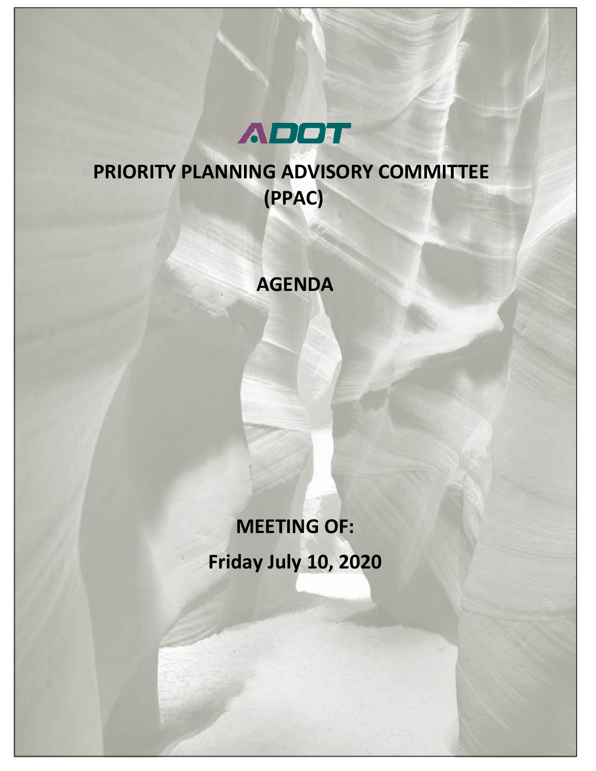ADOT

# PRIORITY PLANNING ADVISORY COMMITTEE (PPAC)

## AGENDA

## MEETING OF:

## Friday July 10, 2020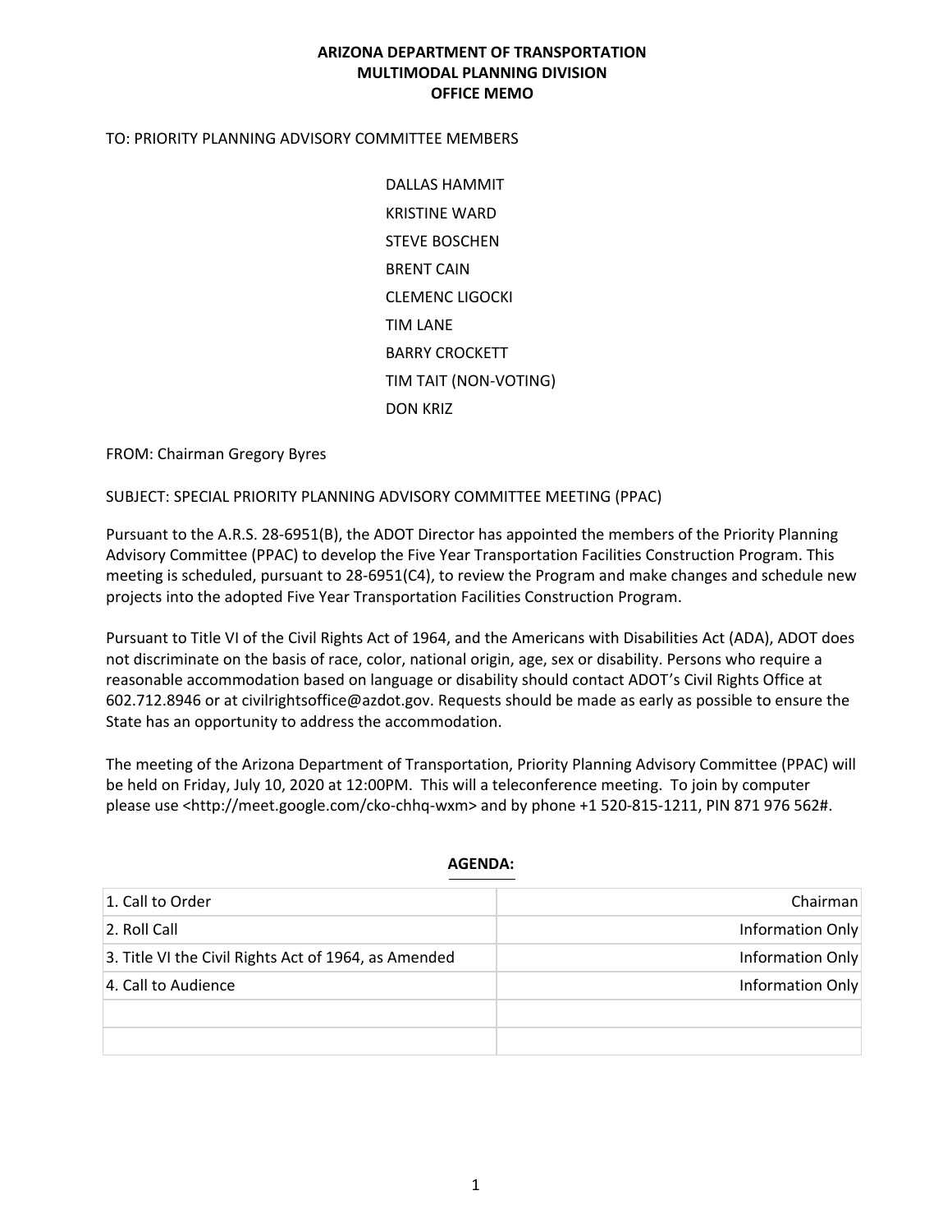**ARIZONA DEPARTMENT OF TRANSPORTATION**
**MULTIMODAL PLANNING DIVISION**
**OFFICE MEMO**

TO: PRIORITY PLANNING ADVISORY COMMITTEE MEMBERS

DALLAS HAMMIT
KRISTINE WARD
STEVE BOSCHEN
BRENT CAIN
CLEMENC LIGOCKI
TIM LANE
BARRY CROCKETT
TIM TAIT (NON-VOTING)
DON KRIZ

FROM: Chairman Gregory Byres

SUBJECT: SPECIAL PRIORITY PLANNING ADVISORY COMMITTEE MEETING (PPAC)

Pursuant to the A.R.S. 28-6951(B), the ADOT Director has appointed the members of the Priority Planning Advisory Committee (PPAC) to develop the Five Year Transportation Facilities Construction Program. This meeting is scheduled, pursuant to 28-6951(C4), to review the Program and make changes and schedule new projects into the adopted Five Year Transportation Facilities Construction Program.

Pursuant to Title VI of the Civil Rights Act of 1964, and the Americans with Disabilities Act (ADA), ADOT does not discriminate on the basis of race, color, national origin, age, sex or disability. Persons who require a reasonable accommodation based on language or disability should contact ADOT's Civil Rights Office at 602.712.8946 or at civilrightsoffice@azdot.gov. Requests should be made as early as possible to ensure the State has an opportunity to address the accommodation.

The meeting of the Arizona Department of Transportation, Priority Planning Advisory Committee (PPAC) will be held on Friday, July 10, 2020 at 12:00PM. This will a teleconference meeting. To join by computer please use <http://meet.google.com/cko-chhq-wxm> and by phone +1 520-815-1211, PIN 871 976 562#.

**AGENDA:**

| | |
|---|---:|
| 1. Call to Order | Chairman |
| 2. Roll Call | Information Only |
| 3. Title VI the Civil Rights Act of 1964, as Amended | Information Only |
| 4. Call to Audience | Information Only |
| | |
| | |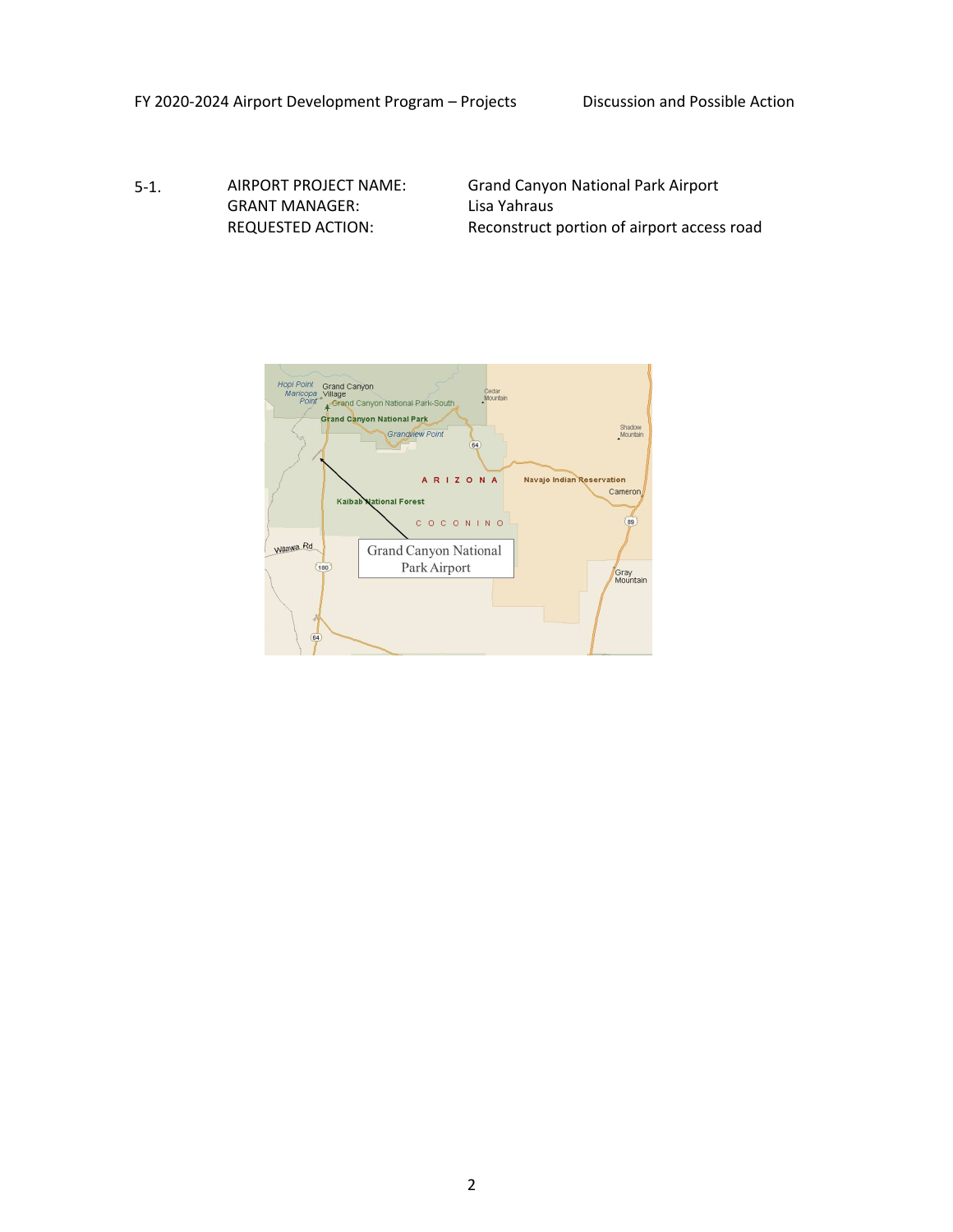FY 2020-2024 Airport Development Program – Projects Discussion and Possible Action

5-1.

| | |
|---|---|
| AIRPORT PROJECT NAME: | Grand Canyon National Park Airport |
| GRANT MANAGER: | Lisa Yahraus |
| REQUESTED ACTION: | Reconstruct portion of airport access road |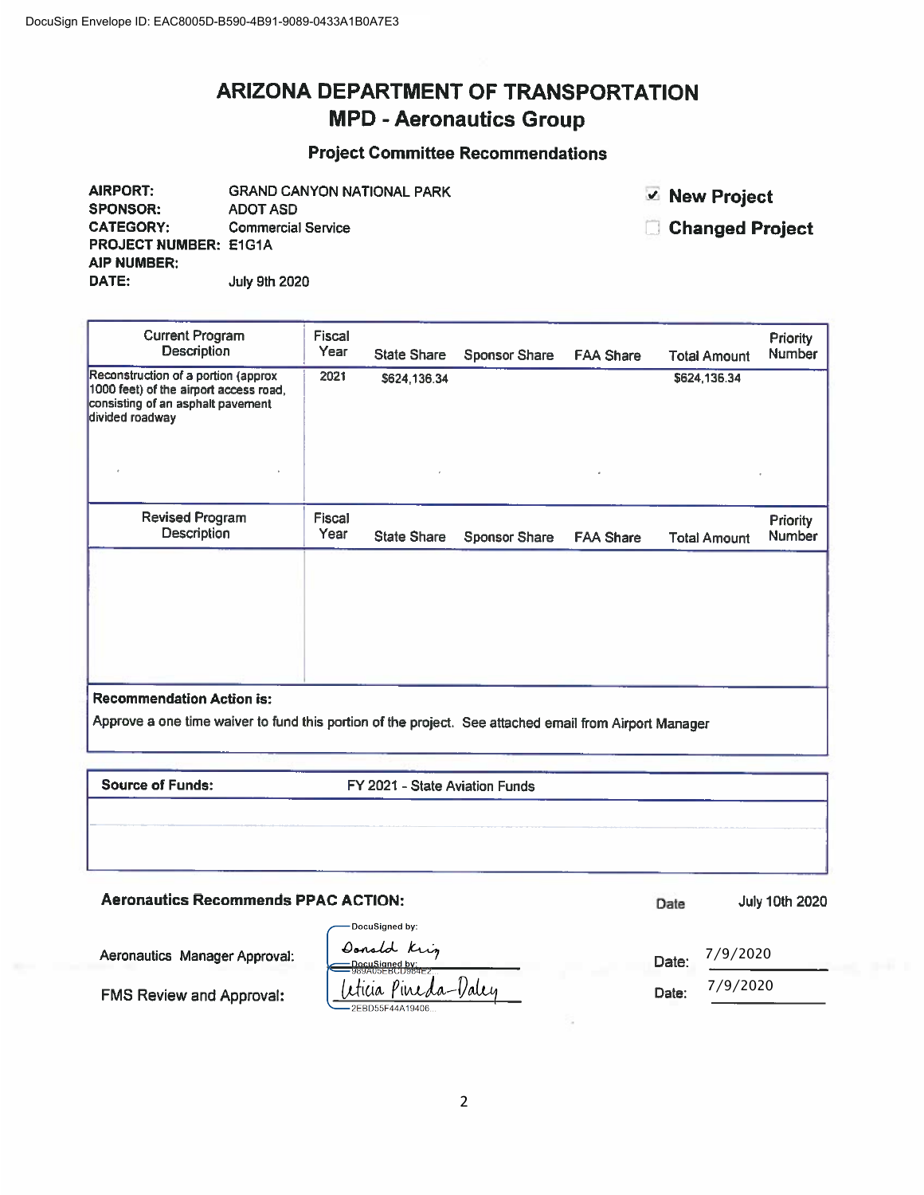DocuSign Envelope ID: EAC8005D-B590-4B91-9089-0433A1B0A7E3

# ARIZONA DEPARTMENT OF TRANSPORTATION
## MPD - Aeronautics Group
### Project Committee Recommendations

**AIRPORT:** GRAND CANYON NATIONAL PARK
**SPONSOR:** ADOT ASD
**CATEGORY:** Commercial Service
**PROJECT NUMBER:** E1G1A
**AIP NUMBER:**
**DATE:** July 9th 2020

☑ **New Project**
☐ **Changed Project**

| Current Program Description | Fiscal Year | State Share | Sponsor Share | FAA Share | Total Amount | Priority Number |
|---|---|---|---|---|---|---|
| Reconstruction of a portion (approx 1000 feet) of the airport access road, consisting of an asphalt pavement divided roadway | 2021 | $624,136.34 | | | $624,136.34 | |

| Revised Program Description | Fiscal Year | State Share | Sponsor Share | FAA Share | Total Amount | Priority Number |
|---|---|---|---|---|---|---|
| | | | | | | |

**Recommendation Action is:**

Approve a one time waiver to fund this portion of the project. See attached email from Airport Manager

| **Source of Funds:** | FY 2021 - State Aviation Funds |
|---|---|

**Aeronautics Recommends PPAC ACTION:** Date July 10th 2020

Aeronautics Manager Approval: DocuSigned by: Donald Kriz — Date: 7/9/2020

FMS Review and Approval: DocuSigned by: Leticia Pineda-Daley — Date: 7/9/2020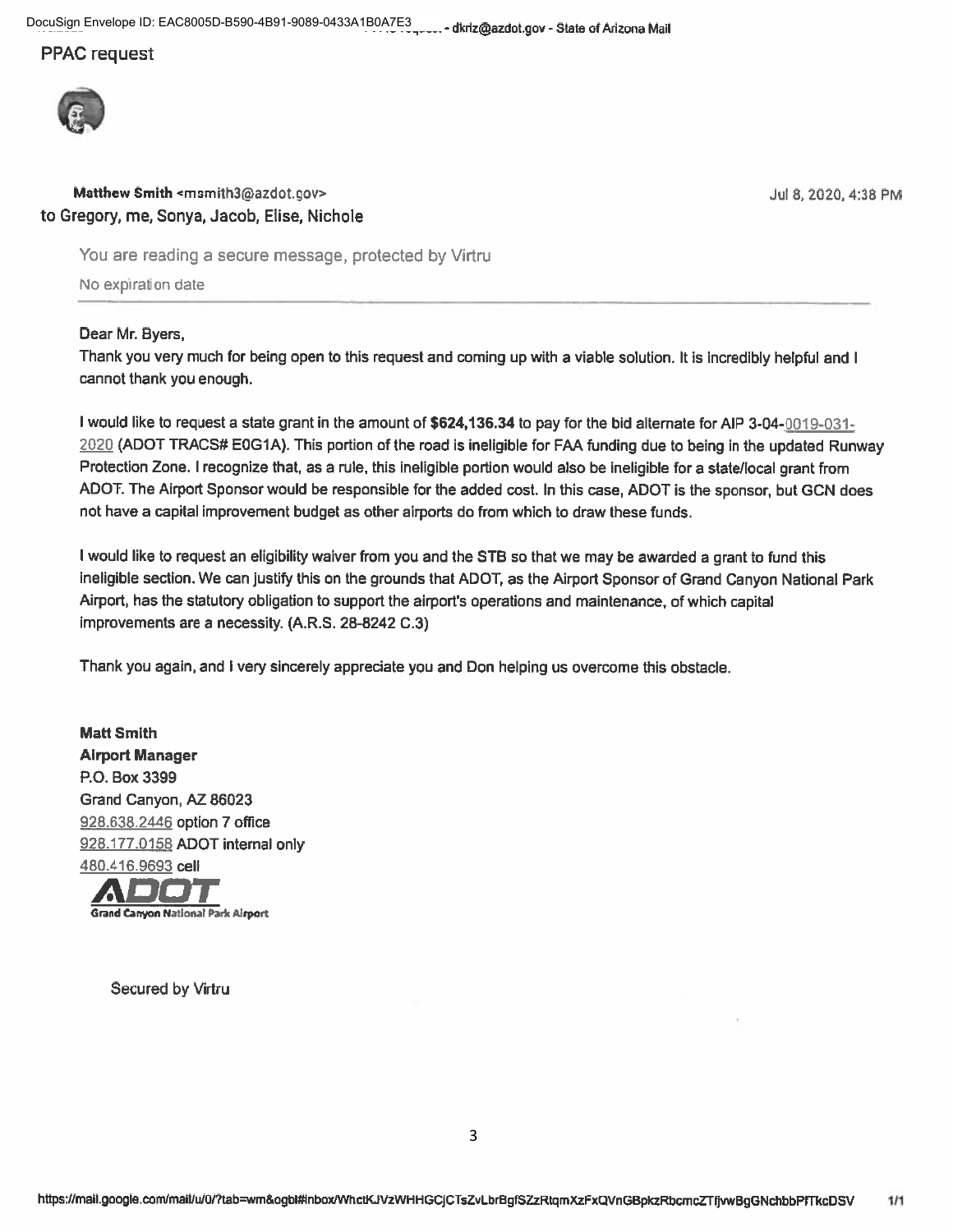## PPAC request

**Matthew Smith** <msmith3@azdot.gov>
to Gregory, me, Sonya, Jacob, Elise, Nichole

Jul 8, 2020, 4:38 PM

You are reading a secure message, protected by Virtru

No expiration date

Dear Mr. Byers,

Thank you very much for being open to this request and coming up with a viable solution. It is incredibly helpful and I cannot thank you enough.

I would like to request a state grant in the amount of **$624,136.34** to pay for the bid alternate for AIP 3-04-0019-031-2020 (ADOT TRACS# E0G1A). This portion of the road is ineligible for FAA funding due to being in the updated Runway Protection Zone. I recognize that, as a rule, this ineligible portion would also be ineligible for a state/local grant from ADOT. The Airport Sponsor would be responsible for the added cost. In this case, ADOT is the sponsor, but GCN does not have a capital improvement budget as other airports do from which to draw these funds.

I would like to request an eligibility waiver from you and the STB so that we may be awarded a grant to fund this ineligible section. We can justify this on the grounds that ADOT, as the Airport Sponsor of Grand Canyon National Park Airport, has the statutory obligation to support the airport's operations and maintenance, of which capital improvements are a necessity. (A.R.S. 28-8242 C.3)

Thank you again, and I very sincerely appreciate you and Don helping us overcome this obstacle.

**Matt Smith**
**Airport Manager**
P.O. Box 3399
Grand Canyon, AZ 86023
928.638.2446 option 7 office
928.177.0158 ADOT internal only
480.416.9693 cell

ADOT
Grand Canyon National Park Airport

Secured by Virtru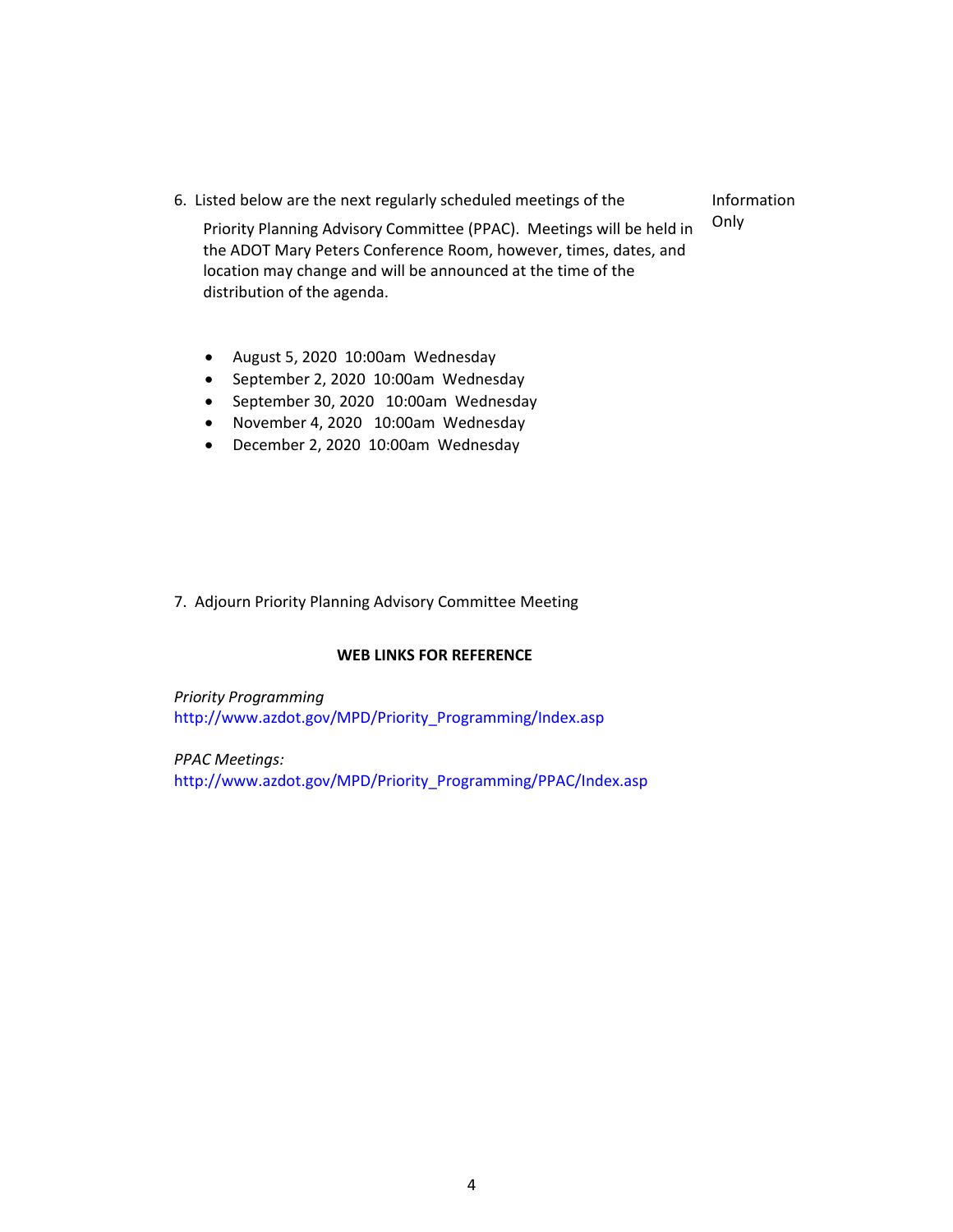6. Listed below are the next regularly scheduled meetings of the Priority Planning Advisory Committee (PPAC). Meetings will be held in the ADOT Mary Peters Conference Room, however, times, dates, and location may change and will be announced at the time of the distribution of the agenda.

   Information Only

   - August 5, 2020 10:00am Wednesday
   - September 2, 2020 10:00am Wednesday
   - September 30, 2020 10:00am Wednesday
   - November 4, 2020 10:00am Wednesday
   - December 2, 2020 10:00am Wednesday

7. Adjourn Priority Planning Advisory Committee Meeting

**WEB LINKS FOR REFERENCE**

*Priority Programming*
http://www.azdot.gov/MPD/Priority_Programming/Index.asp

*PPAC Meetings:*
http://www.azdot.gov/MPD/Priority_Programming/PPAC/Index.asp